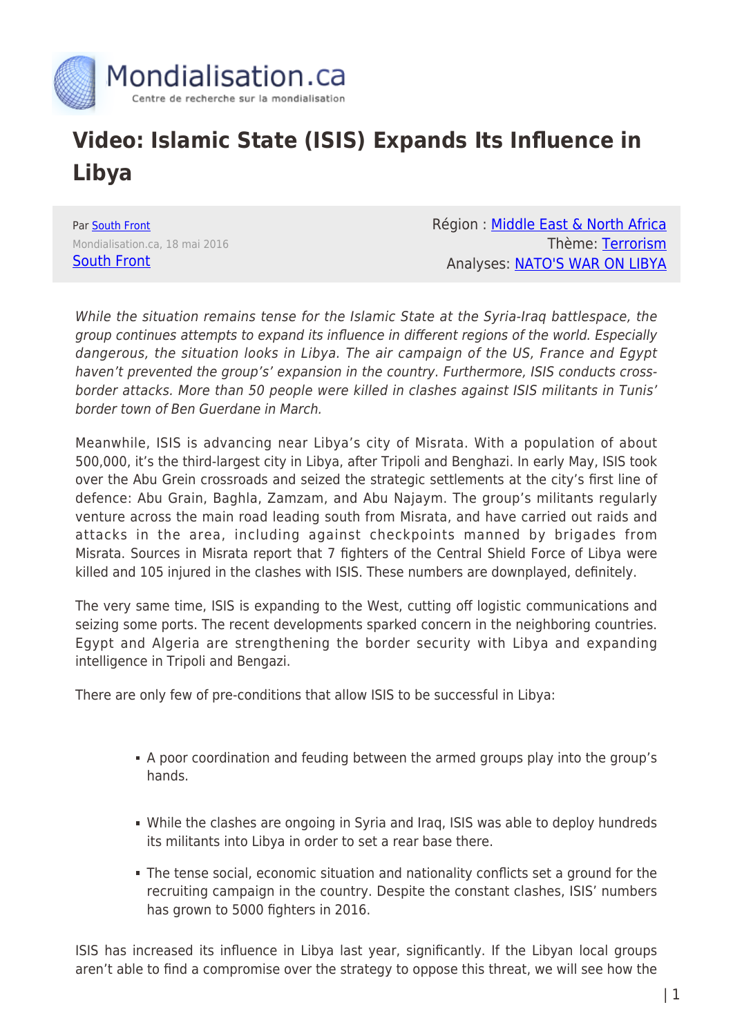# Video: Islamic State (ISIS) Expands Its Influence in Libya

Par South Front
Mondialisation.ca, 18 mai 2016
South Front

Région : Middle East & North Africa
Thème: Terrorism
Analyses: NATO'S WAR ON LIBYA

*While the situation remains tense for the Islamic State at the Syria-Iraq battlespace, the group continues attempts to expand its influence in different regions of the world. Especially dangerous, the situation looks in Libya. The air campaign of the US, France and Egypt haven't prevented the group's' expansion in the country. Furthermore, ISIS conducts cross-border attacks. More than 50 people were killed in clashes against ISIS militants in Tunis' border town of Ben Guerdane in March.*

Meanwhile, ISIS is advancing near Libya's city of Misrata. With a population of about 500,000, it's the third-largest city in Libya, after Tripoli and Benghazi. In early May, ISIS took over the Abu Grein crossroads and seized the strategic settlements at the city's first line of defence: Abu Grain, Baghla, Zamzam, and Abu Najaym. The group's militants regularly venture across the main road leading south from Misrata, and have carried out raids and attacks in the area, including against checkpoints manned by brigades from Misrata. Sources in Misrata report that 7 fighters of the Central Shield Force of Libya were killed and 105 injured in the clashes with ISIS. These numbers are downplayed, definitely.

The very same time, ISIS is expanding to the West, cutting off logistic communications and seizing some ports. The recent developments sparked concern in the neighboring countries. Egypt and Algeria are strengthening the border security with Libya and expanding intelligence in Tripoli and Bengazi.

There are only few of pre-conditions that allow ISIS to be successful in Libya:

- A poor coordination and feuding between the armed groups play into the group's hands.
- While the clashes are ongoing in Syria and Iraq, ISIS was able to deploy hundreds its militants into Libya in order to set a rear base there.
- The tense social, economic situation and nationality conflicts set a ground for the recruiting campaign in the country. Despite the constant clashes, ISIS' numbers has grown to 5000 fighters in 2016.

ISIS has increased its influence in Libya last year, significantly. If the Libyan local groups aren't able to find a compromise over the strategy to oppose this threat, we will see how the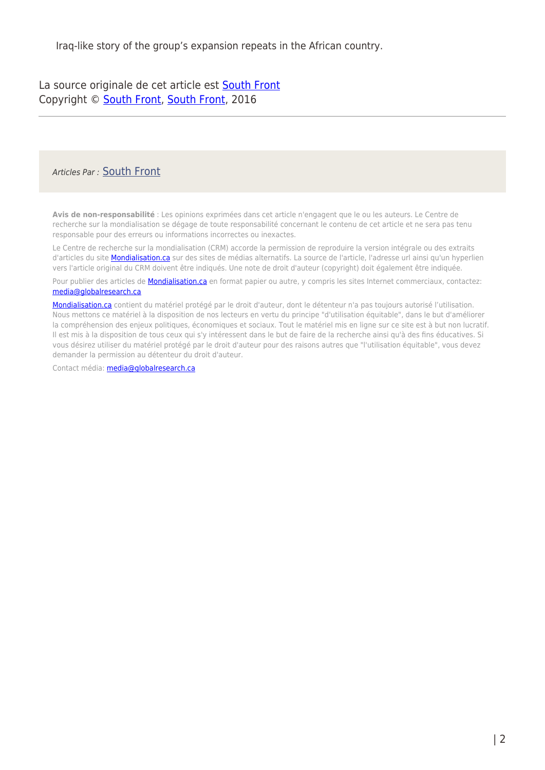Iraq-like story of the group's expansion repeats in the African country.

La source originale de cet article est South Front
Copyright © South Front, South Front, 2016

---

*Articles Par :* South Front

**Avis de non-responsabilité** : Les opinions exprimées dans cet article n'engagent que le ou les auteurs. Le Centre de recherche sur la mondialisation se dégage de toute responsabilité concernant le contenu de cet article et ne sera pas tenu responsable pour des erreurs ou informations incorrectes ou inexactes.

Le Centre de recherche sur la mondialisation (CRM) accorde la permission de reproduire la version intégrale ou des extraits d'articles du site Mondialisation.ca sur des sites de médias alternatifs. La source de l'article, l'adresse url ainsi qu'un hyperlien vers l'article original du CRM doivent être indiqués. Une note de droit d'auteur (copyright) doit également être indiquée.

Pour publier des articles de Mondialisation.ca en format papier ou autre, y compris les sites Internet commerciaux, contactez: media@globalresearch.ca

Mondialisation.ca contient du matériel protégé par le droit d'auteur, dont le détenteur n'a pas toujours autorisé l'utilisation. Nous mettons ce matériel à la disposition de nos lecteurs en vertu du principe "d'utilisation équitable", dans le but d'améliorer la compréhension des enjeux politiques, économiques et sociaux. Tout le matériel mis en ligne sur ce site est à but non lucratif. Il est mis à la disposition de tous ceux qui s'y intéressent dans le but de faire de la recherche ainsi qu'à des fins éducatives. Si vous désirez utiliser du matériel protégé par le droit d'auteur pour des raisons autres que "l'utilisation équitable", vous devez demander la permission au détenteur du droit d'auteur.

Contact média: media@globalresearch.ca